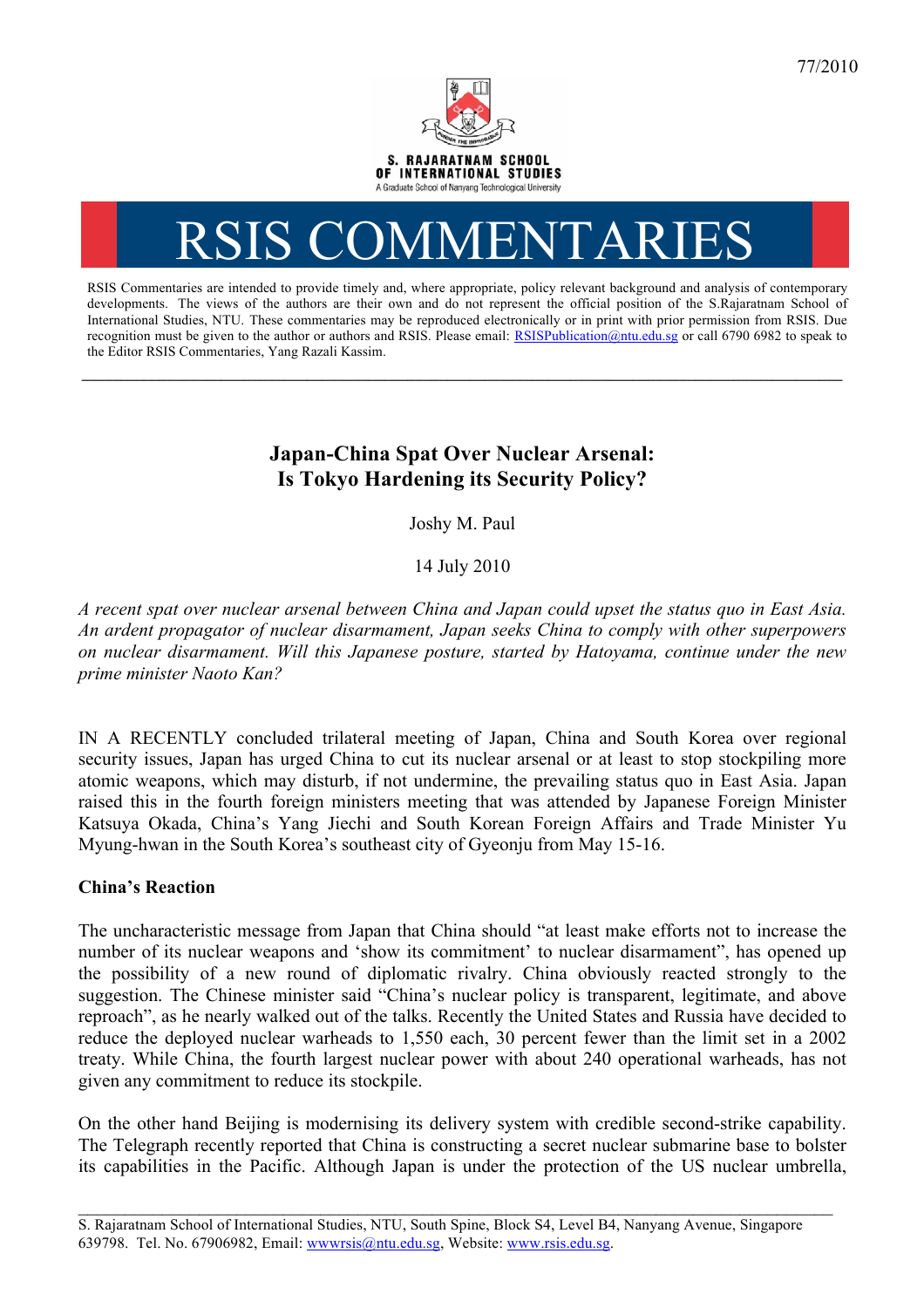77/2010

S. RAJARATNAM SCHOOL OF INTERNATIONAL STUDIES

A Graduate School of Nanyang Technological University

# RSIS COMMENTARIES

RSIS Commentaries are intended to provide timely and, where appropriate, policy relevant background and analysis of contemporary developments. The views of the authors are their own and do not represent the official position of the S.Rajaratnam School of International Studies, NTU. These commentaries may be reproduced electronically or in print with prior permission from RSIS. Due recognition must be given to the author or authors and RSIS. Please email: RSISPublication@ntu.edu.sg or call 6790 6982 to speak to the Editor RSIS Commentaries, Yang Razali Kassim.

---

## Japan-China Spat Over Nuclear Arsenal: Is Tokyo Hardening its Security Policy?

Joshy M. Paul

14 July 2010

*A recent spat over nuclear arsenal between China and Japan could upset the status quo in East Asia. An ardent propagator of nuclear disarmament, Japan seeks China to comply with other superpowers on nuclear disarmament. Will this Japanese posture, started by Hatoyama, continue under the new prime minister Naoto Kan?*

IN A RECENTLY concluded trilateral meeting of Japan, China and South Korea over regional security issues, Japan has urged China to cut its nuclear arsenal or at least to stop stockpiling more atomic weapons, which may disturb, if not undermine, the prevailing status quo in East Asia. Japan raised this in the fourth foreign ministers meeting that was attended by Japanese Foreign Minister Katsuya Okada, China's Yang Jiechi and South Korean Foreign Affairs and Trade Minister Yu Myung-hwan in the South Korea's southeast city of Gyeonju from May 15-16.

### China's Reaction

The uncharacteristic message from Japan that China should "at least make efforts not to increase the number of its nuclear weapons and 'show its commitment' to nuclear disarmament", has opened up the possibility of a new round of diplomatic rivalry. China obviously reacted strongly to the suggestion. The Chinese minister said "China's nuclear policy is transparent, legitimate, and above reproach", as he nearly walked out of the talks. Recently the United States and Russia have decided to reduce the deployed nuclear warheads to 1,550 each, 30 percent fewer than the limit set in a 2002 treaty. While China, the fourth largest nuclear power with about 240 operational warheads, has not given any commitment to reduce its stockpile.

On the other hand Beijing is modernising its delivery system with credible second-strike capability. The Telegraph recently reported that China is constructing a secret nuclear submarine base to bolster its capabilities in the Pacific. Although Japan is under the protection of the US nuclear umbrella,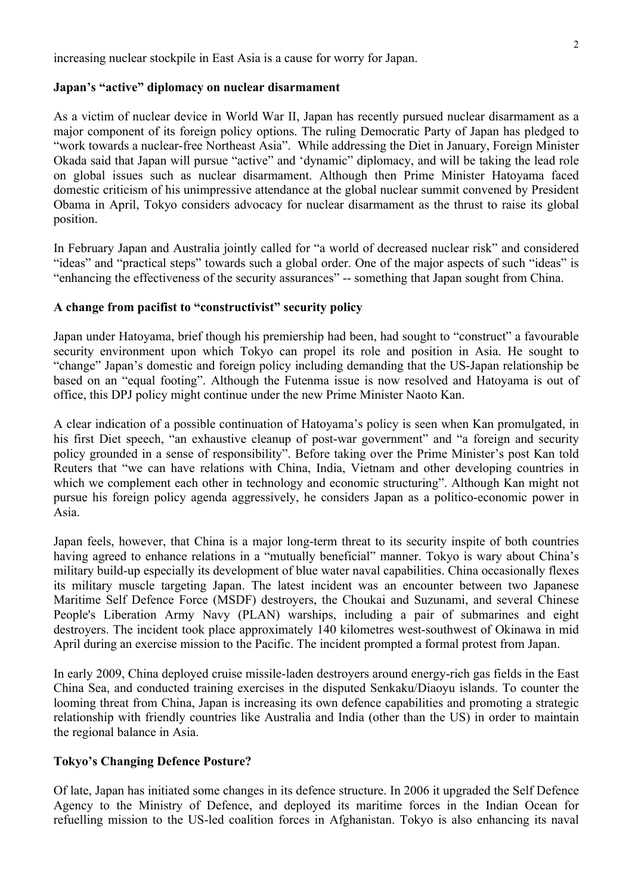increasing nuclear stockpile in East Asia is a cause for worry for Japan.

## Japan's "active" diplomacy on nuclear disarmament

As a victim of nuclear device in World War II, Japan has recently pursued nuclear disarmament as a major component of its foreign policy options. The ruling Democratic Party of Japan has pledged to "work towards a nuclear-free Northeast Asia". While addressing the Diet in January, Foreign Minister Okada said that Japan will pursue "active" and 'dynamic" diplomacy, and will be taking the lead role on global issues such as nuclear disarmament. Although then Prime Minister Hatoyama faced domestic criticism of his unimpressive attendance at the global nuclear summit convened by President Obama in April, Tokyo considers advocacy for nuclear disarmament as the thrust to raise its global position.

In February Japan and Australia jointly called for "a world of decreased nuclear risk" and considered "ideas" and "practical steps" towards such a global order. One of the major aspects of such "ideas" is "enhancing the effectiveness of the security assurances" -- something that Japan sought from China.

## A change from pacifist to "constructivist" security policy

Japan under Hatoyama, brief though his premiership had been, had sought to "construct" a favourable security environment upon which Tokyo can propel its role and position in Asia. He sought to "change" Japan's domestic and foreign policy including demanding that the US-Japan relationship be based on an "equal footing". Although the Futenma issue is now resolved and Hatoyama is out of office, this DPJ policy might continue under the new Prime Minister Naoto Kan.

A clear indication of a possible continuation of Hatoyama's policy is seen when Kan promulgated, in his first Diet speech, "an exhaustive cleanup of post-war government" and "a foreign and security policy grounded in a sense of responsibility". Before taking over the Prime Minister's post Kan told Reuters that "we can have relations with China, India, Vietnam and other developing countries in which we complement each other in technology and economic structuring". Although Kan might not pursue his foreign policy agenda aggressively, he considers Japan as a politico-economic power in Asia.

Japan feels, however, that China is a major long-term threat to its security inspite of both countries having agreed to enhance relations in a "mutually beneficial" manner. Tokyo is wary about China's military build-up especially its development of blue water naval capabilities. China occasionally flexes its military muscle targeting Japan. The latest incident was an encounter between two Japanese Maritime Self Defence Force (MSDF) destroyers, the Choukai and Suzunami, and several Chinese People's Liberation Army Navy (PLAN) warships, including a pair of submarines and eight destroyers. The incident took place approximately 140 kilometres west-southwest of Okinawa in mid April during an exercise mission to the Pacific. The incident prompted a formal protest from Japan.

In early 2009, China deployed cruise missile-laden destroyers around energy-rich gas fields in the East China Sea, and conducted training exercises in the disputed Senkaku/Diaoyu islands. To counter the looming threat from China, Japan is increasing its own defence capabilities and promoting a strategic relationship with friendly countries like Australia and India (other than the US) in order to maintain the regional balance in Asia.

## Tokyo's Changing Defence Posture?

Of late, Japan has initiated some changes in its defence structure. In 2006 it upgraded the Self Defence Agency to the Ministry of Defence, and deployed its maritime forces in the Indian Ocean for refuelling mission to the US-led coalition forces in Afghanistan. Tokyo is also enhancing its naval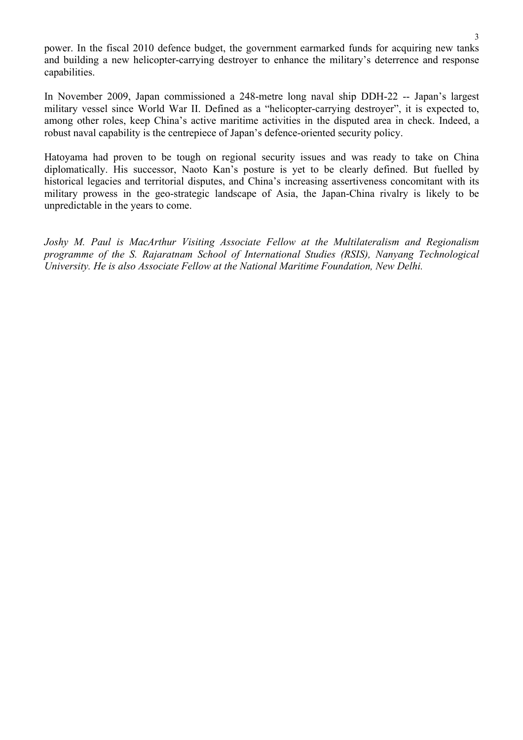power. In the fiscal 2010 defence budget, the government earmarked funds for acquiring new tanks and building a new helicopter-carrying destroyer to enhance the military's deterrence and response capabilities.

In November 2009, Japan commissioned a 248-metre long naval ship DDH-22 -- Japan's largest military vessel since World War II. Defined as a "helicopter-carrying destroyer", it is expected to, among other roles, keep China's active maritime activities in the disputed area in check. Indeed, a robust naval capability is the centrepiece of Japan's defence-oriented security policy.

Hatoyama had proven to be tough on regional security issues and was ready to take on China diplomatically. His successor, Naoto Kan's posture is yet to be clearly defined. But fuelled by historical legacies and territorial disputes, and China's increasing assertiveness concomitant with its military prowess in the geo-strategic landscape of Asia, the Japan-China rivalry is likely to be unpredictable in the years to come.

*Joshy M. Paul is MacArthur Visiting Associate Fellow at the Multilateralism and Regionalism programme of the S. Rajaratnam School of International Studies (RSIS), Nanyang Technological University. He is also Associate Fellow at the National Maritime Foundation, New Delhi.*